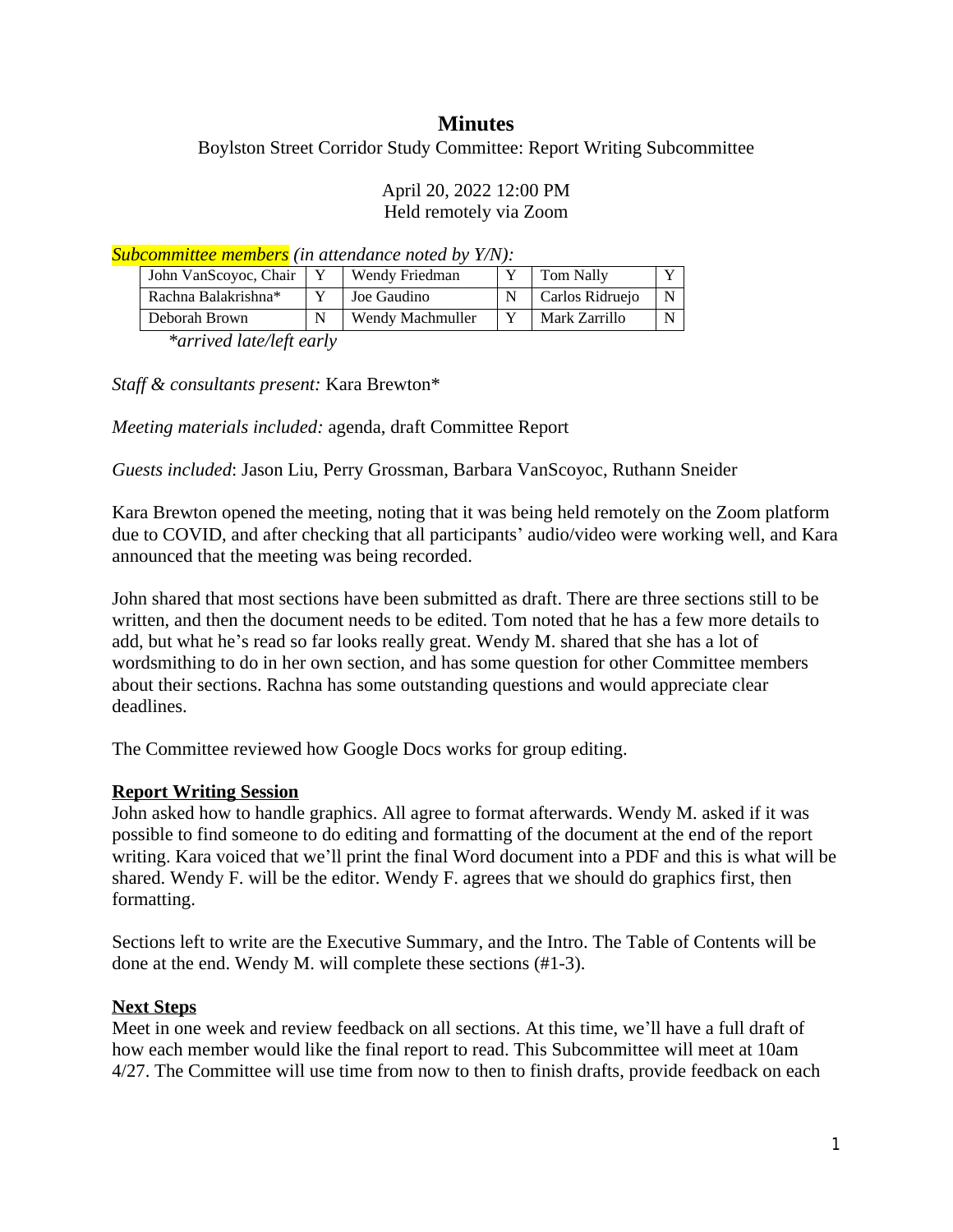# Minutes

Boylston Street Corridor Study Committee: Report Writing Subcommittee

April 20, 2022 12:00 PM
Held remotely via Zoom

*Subcommittee members (in attendance noted by Y/N):*

| John VanScoyoc, Chair | Y | Wendy Friedman | Y | Tom Nally | Y |
|---|---|---|---|---|---|
| Rachna Balakrishna* | Y | Joe Gaudino | N | Carlos Ridruejo | N |
| Deborah Brown | N | Wendy Machmuller | Y | Mark Zarrillo | N |

*arrived late/left early*

*Staff & consultants present:* Kara Brewton*

*Meeting materials included:* agenda, draft Committee Report

*Guests included*: Jason Liu, Perry Grossman, Barbara VanScoyoc, Ruthann Sneider

Kara Brewton opened the meeting, noting that it was being held remotely on the Zoom platform due to COVID, and after checking that all participants' audio/video were working well, and Kara announced that the meeting was being recorded.

John shared that most sections have been submitted as draft. There are three sections still to be written, and then the document needs to be edited. Tom noted that he has a few more details to add, but what he's read so far looks really great. Wendy M. shared that she has a lot of wordsmithing to do in her own section, and has some question for other Committee members about their sections. Rachna has some outstanding questions and would appreciate clear deadlines.

The Committee reviewed how Google Docs works for group editing.

**Report Writing Session**

John asked how to handle graphics. All agree to format afterwards. Wendy M. asked if it was possible to find someone to do editing and formatting of the document at the end of the report writing. Kara voiced that we'll print the final Word document into a PDF and this is what will be shared. Wendy F. will be the editor. Wendy F. agrees that we should do graphics first, then formatting.

Sections left to write are the Executive Summary, and the Intro. The Table of Contents will be done at the end. Wendy M. will complete these sections (#1-3).

**Next Steps**

Meet in one week and review feedback on all sections. At this time, we'll have a full draft of how each member would like the final report to read. This Subcommittee will meet at 10am 4/27. The Committee will use time from now to then to finish drafts, provide feedback on each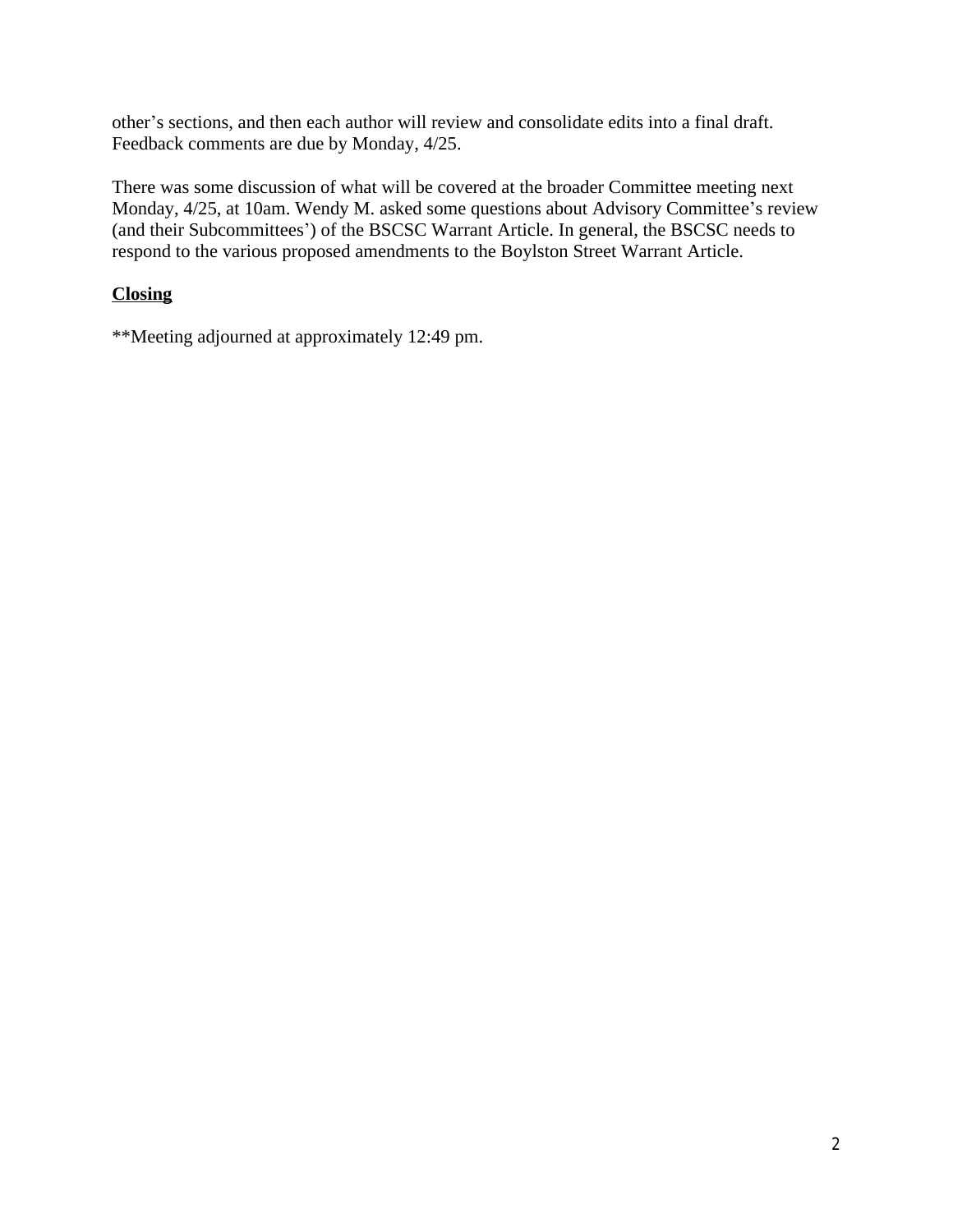other's sections, and then each author will review and consolidate edits into a final draft. Feedback comments are due by Monday, 4/25.

There was some discussion of what will be covered at the broader Committee meeting next Monday, 4/25, at 10am. Wendy M. asked some questions about Advisory Committee's review (and their Subcommittees') of the BSCSC Warrant Article. In general, the BSCSC needs to respond to the various proposed amendments to the Boylston Street Warrant Article.

**Closing**

**Meeting adjourned at approximately 12:49 pm.